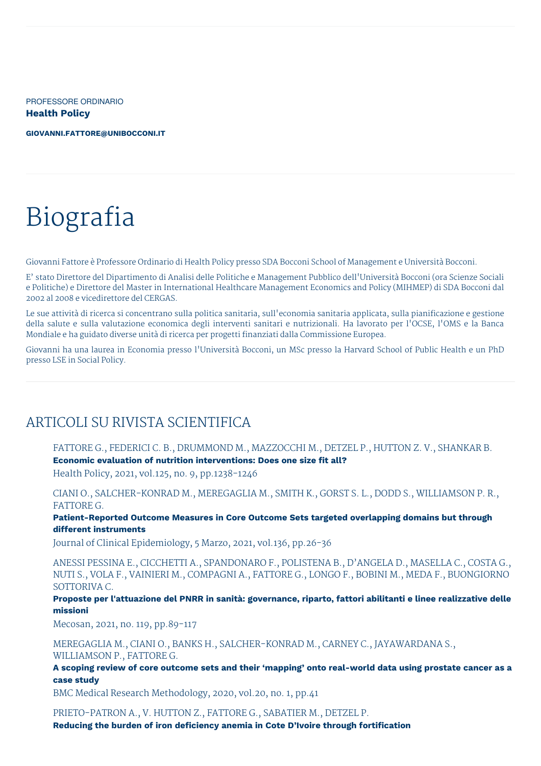PROFESSORE ORDINARIO

**Health Policy**

**GIOVANNI.FATTORE@UNIBOCCONI.IT**

# Biografia

Giovanni Fattore è Professore Ordinario di Health Policy presso SDA Bocconi School of Management e Università Bocconi.

E' stato Direttore del Dipartimento di Analisi delle Politiche e Management Pubblico dell'Università Bocconi (ora Scienze Sociali e Politiche) e Direttore del Master in International Healthcare Management Economics and Policy (MIHMEP) di SDA Bocconi dal 2002 al 2008 e vicedirettore del CERGAS.

Le sue attività di ricerca si concentrano sulla politica sanitaria, sull'economia sanitaria applicata, sulla pianificazione e gestione della salute e sulla valutazione economica degli interventi sanitari e nutrizionali. Ha lavorato per l'OCSE, l'OMS e la Banca Mondiale e ha guidato diverse unità di ricerca per progetti finanziati dalla Commissione Europea.

Giovanni ha una laurea in Economia presso l'Università Bocconi, un MSc presso la Harvard School of Public Health e un PhD presso LSE in Social Policy.

## ARTICOLI SU RIVISTA SCIENTIFICA

FATTORE G., FEDERICI C. B., DRUMMOND M., MAZZOCCHI M., DETZEL P., HUTTON Z. V., SHANKAR B.
**Economic evaluation of nutrition interventions: Does one size fit all?**
Health Policy, 2021, vol.125, no. 9, pp.1238-1246

CIANI O., SALCHER-KONRAD M., MEREGAGLIA M., SMITH K., GORST S. L., DODD S., WILLIAMSON P. R., FATTORE G.
**Patient-Reported Outcome Measures in Core Outcome Sets targeted overlapping domains but through different instruments**
Journal of Clinical Epidemiology, 5 Marzo, 2021, vol.136, pp.26-36

ANESSI PESSINA E., CICCHETTI A., SPANDONARO F., POLISTENA B., D'ANGELA D., MASELLA C., COSTA G., NUTI S., VOLA F., VAINIERI M., COMPAGNI A., FATTORE G., LONGO F., BOBINI M., MEDA F., BUONGIORNO SOTTORIVA C.
**Proposte per l'attuazione del PNRR in sanità: governance, riparto, fattori abilitanti e linee realizzative delle missioni**
Mecosan, 2021, no. 119, pp.89-117

MEREGAGLIA M., CIANI O., BANKS H., SALCHER-KONRAD M., CARNEY C., JAYAWARDANA S., WILLIAMSON P., FATTORE G.
**A scoping review of core outcome sets and their 'mapping' onto real-world data using prostate cancer as a case study**
BMC Medical Research Methodology, 2020, vol.20, no. 1, pp.41

PRIETO-PATRON A., V. HUTTON Z., FATTORE G., SABATIER M., DETZEL P.
**Reducing the burden of iron deficiency anemia in Cote D'Ivoire through fortification**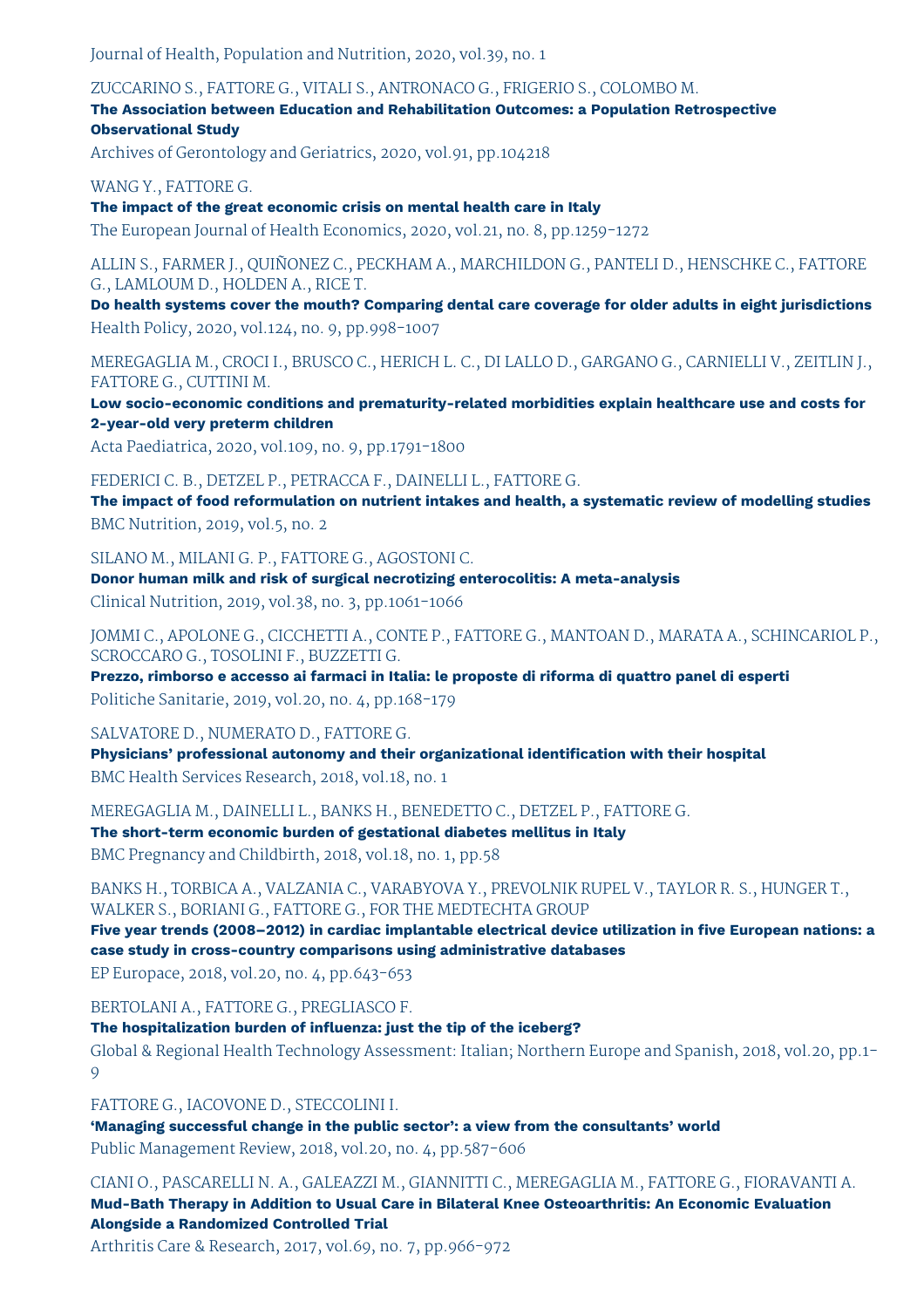Journal of Health, Population and Nutrition, 2020, vol.39, no. 1

ZUCCARINO S., FATTORE G., VITALI S., ANTRONACO G., FRIGERIO S., COLOMBO M.

**The Association between Education and Rehabilitation Outcomes: a Population Retrospective Observational Study**

Archives of Gerontology and Geriatrics, 2020, vol.91, pp.104218

WANG Y., FATTORE G.

**The impact of the great economic crisis on mental health care in Italy**

The European Journal of Health Economics, 2020, vol.21, no. 8, pp.1259-1272

ALLIN S., FARMER J., QUIÑONEZ C., PECKHAM A., MARCHILDON G., PANTELI D., HENSCHKE C., FATTORE G., LAMLOUM D., HOLDEN A., RICE T.

**Do health systems cover the mouth? Comparing dental care coverage for older adults in eight jurisdictions**

Health Policy, 2020, vol.124, no. 9, pp.998-1007

MEREGAGLIA M., CROCI I., BRUSCO C., HERICH L. C., DI LALLO D., GARGANO G., CARNIELLI V., ZEITLIN J., FATTORE G., CUTTINI M.

**Low socio-economic conditions and prematurity-related morbidities explain healthcare use and costs for 2-year-old very preterm children**

Acta Paediatrica, 2020, vol.109, no. 9, pp.1791-1800

FEDERICI C. B., DETZEL P., PETRACCA F., DAINELLI L., FATTORE G.

**The impact of food reformulation on nutrient intakes and health, a systematic review of modelling studies**

BMC Nutrition, 2019, vol.5, no. 2

SILANO M., MILANI G. P., FATTORE G., AGOSTONI C.

**Donor human milk and risk of surgical necrotizing enterocolitis: A meta-analysis**

Clinical Nutrition, 2019, vol.38, no. 3, pp.1061-1066

JOMMI C., APOLONE G., CICCHETTI A., CONTE P., FATTORE G., MANTOAN D., MARATA A., SCHINCARIOL P., SCROCCARO G., TOSOLINI F., BUZZETTI G.

**Prezzo, rimborso e accesso ai farmaci in Italia: le proposte di riforma di quattro panel di esperti**

Politiche Sanitarie, 2019, vol.20, no. 4, pp.168-179

SALVATORE D., NUMERATO D., FATTORE G.

**Physicians' professional autonomy and their organizational identification with their hospital**

BMC Health Services Research, 2018, vol.18, no. 1

MEREGAGLIA M., DAINELLI L., BANKS H., BENEDETTO C., DETZEL P., FATTORE G.

**The short-term economic burden of gestational diabetes mellitus in Italy**

BMC Pregnancy and Childbirth, 2018, vol.18, no. 1, pp.58

BANKS H., TORBICA A., VALZANIA C., VARABYOVA Y., PREVOLNIK RUPEL V., TAYLOR R. S., HUNGER T., WALKER S., BORIANI G., FATTORE G., FOR THE MEDTECHTA GROUP

**Five year trends (2008–2012) in cardiac implantable electrical device utilization in five European nations: a case study in cross-country comparisons using administrative databases**

EP Europace, 2018, vol.20, no. 4, pp.643-653

BERTOLANI A., FATTORE G., PREGLIASCO F.

**The hospitalization burden of influenza: just the tip of the iceberg?**

Global & Regional Health Technology Assessment: Italian; Northern Europe and Spanish, 2018, vol.20, pp.1-9

FATTORE G., IACOVONE D., STECCOLINI I.

**'Managing successful change in the public sector': a view from the consultants' world**

Public Management Review, 2018, vol.20, no. 4, pp.587-606

CIANI O., PASCARELLI N. A., GALEAZZI M., GIANNITTI C., MEREGAGLIA M., FATTORE G., FIORAVANTI A.

**Mud-Bath Therapy in Addition to Usual Care in Bilateral Knee Osteoarthritis: An Economic Evaluation Alongside a Randomized Controlled Trial**

Arthritis Care & Research, 2017, vol.69, no. 7, pp.966-972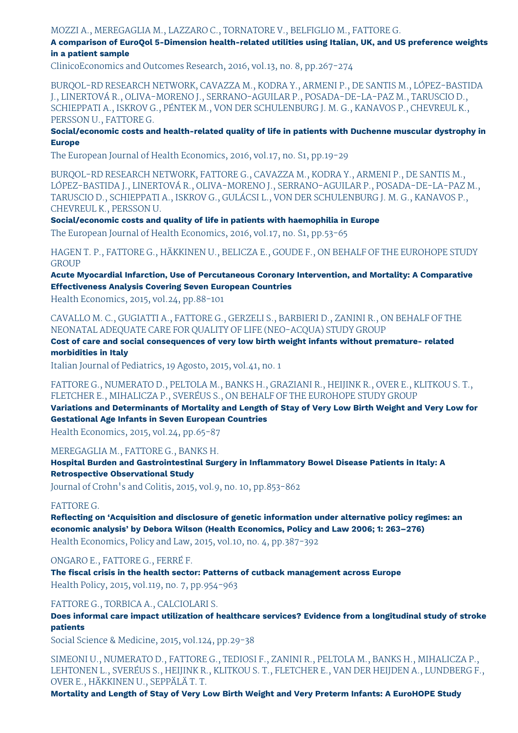MOZZI A., MEREGAGLIA M., LAZZARO C., TORNATORE V., BELFIGLIO M., FATTORE G.

**A comparison of EuroQol 5-Dimension health-related utilities using Italian, UK, and US preference weights in a patient sample**

ClinicoEconomics and Outcomes Research, 2016, vol.13, no. 8, pp.267-274

BURQOL-RD RESEARCH NETWORK, CAVAZZA M., KODRA Y., ARMENI P., DE SANTIS M., LÓPEZ-BASTIDA J., LINERTOVÁ R., OLIVA-MORENO J., SERRANO-AGUILAR P., POSADA-DE-LA-PAZ M., TARUSCIO D., SCHIEPPATI A., ISKROV G., PÉNTEK M., VON DER SCHULENBURG J. M. G., KANAVOS P., CHEVREUL K., PERSSON U., FATTORE G.

**Social/economic costs and health-related quality of life in patients with Duchenne muscular dystrophy in Europe**

The European Journal of Health Economics, 2016, vol.17, no. S1, pp.19-29

BURQOL-RD RESEARCH NETWORK, FATTORE G., CAVAZZA M., KODRA Y., ARMENI P., DE SANTIS M., LÓPEZ-BASTIDA J., LINERTOVÁ R., OLIVA-MORENO J., SERRANO-AGUILAR P., POSADA-DE-LA-PAZ M., TARUSCIO D., SCHIEPPATI A., ISKROV G., GULÁCSI L., VON DER SCHULENBURG J. M. G., KANAVOS P., CHEVREUL K., PERSSON U.

**Social/economic costs and quality of life in patients with haemophilia in Europe**

The European Journal of Health Economics, 2016, vol.17, no. S1, pp.53-65

HAGEN T. P., FATTORE G., HÄKKINEN U., BELICZA E., GOUDE F., ON BEHALF OF THE EUROHOPE STUDY GROUP

**Acute Myocardial Infarction, Use of Percutaneous Coronary Intervention, and Mortality: A Comparative Effectiveness Analysis Covering Seven European Countries**

Health Economics, 2015, vol.24, pp.88-101

CAVALLO M. C., GUGIATTI A., FATTORE G., GERZELI S., BARBIERI D., ZANINI R., ON BEHALF OF THE NEONATAL ADEQUATE CARE FOR QUALITY OF LIFE (NEO-ACQUA) STUDY GROUP

**Cost of care and social consequences of very low birth weight infants without premature- related morbidities in Italy**

Italian Journal of Pediatrics, 19 Agosto, 2015, vol.41, no. 1

FATTORE G., NUMERATO D., PELTOLA M., BANKS H., GRAZIANI R., HEIJINK R., OVER E., KLITKOU S. T., FLETCHER E., MIHALICZA P., SVERÉUS S., ON BEHALF OF THE EUROHOPE STUDY GROUP

**Variations and Determinants of Mortality and Length of Stay of Very Low Birth Weight and Very Low for Gestational Age Infants in Seven European Countries**

Health Economics, 2015, vol.24, pp.65-87

MEREGAGLIA M., FATTORE G., BANKS H.

**Hospital Burden and Gastrointestinal Surgery in Inflammatory Bowel Disease Patients in Italy: A Retrospective Observational Study**

Journal of Crohn's and Colitis, 2015, vol.9, no. 10, pp.853-862

FATTORE G.

**Reflecting on 'Acquisition and disclosure of genetic information under alternative policy regimes: an economic analysis' by Debora Wilson (Health Economics, Policy and Law 2006; 1: 263–276)**

Health Economics, Policy and Law, 2015, vol.10, no. 4, pp.387-392

ONGARO E., FATTORE G., FERRÉ F.

**The fiscal crisis in the health sector: Patterns of cutback management across Europe**

Health Policy, 2015, vol.119, no. 7, pp.954-963

FATTORE G., TORBICA A., CALCIOLARI S.

**Does informal care impact utilization of healthcare services? Evidence from a longitudinal study of stroke patients**

Social Science & Medicine, 2015, vol.124, pp.29-38

SIMEONI U., NUMERATO D., FATTORE G., TEDIOSI F., ZANINI R., PELTOLA M., BANKS H., MIHALICZA P., LEHTONEN L., SVERÉUS S., HEIJINK R., KLITKOU S. T., FLETCHER E., VAN DER HEIJDEN A., LUNDBERG F., OVER E., HÄKKINEN U., SEPPÄLÄ T. T.

**Mortality and Length of Stay of Very Low Birth Weight and Very Preterm Infants: A EuroHOPE Study**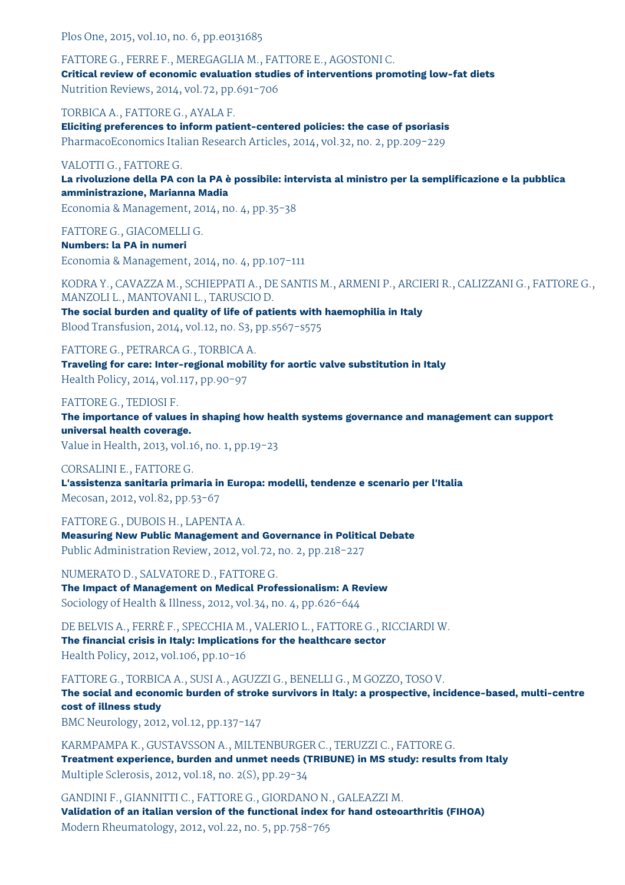Plos One, 2015, vol.10, no. 6, pp.e0131685

FATTORE G., FERRE F., MEREGAGLIA M., FATTORE E., AGOSTONI C.
**Critical review of economic evaluation studies of interventions promoting low-fat diets**
Nutrition Reviews, 2014, vol.72, pp.691-706

TORBICA A., FATTORE G., AYALA F.
**Eliciting preferences to inform patient-centered policies: the case of psoriasis**
PharmacoEconomics Italian Research Articles, 2014, vol.32, no. 2, pp.209-229

VALOTTI G., FATTORE G.
**La rivoluzione della PA con la PA è possibile: intervista al ministro per la semplificazione e la pubblica amministrazione, Marianna Madia**
Economia & Management, 2014, no. 4, pp.35-38

FATTORE G., GIACOMELLI G.
**Numbers: la PA in numeri**
Economia & Management, 2014, no. 4, pp.107-111

KODRA Y., CAVAZZA M., SCHIEPPATI A., DE SANTIS M., ARMENI P., ARCIERI R., CALIZZANI G., FATTORE G., MANZOLI L., MANTOVANI L., TARUSCIO D.
**The social burden and quality of life of patients with haemophilia in Italy**
Blood Transfusion, 2014, vol.12, no. S3, pp.s567-s575

FATTORE G., PETRARCA G., TORBICA A.
**Traveling for care: Inter-regional mobility for aortic valve substitution in Italy**
Health Policy, 2014, vol.117, pp.90-97

FATTORE G., TEDIOSI F.
**The importance of values in shaping how health systems governance and management can support universal health coverage.**
Value in Health, 2013, vol.16, no. 1, pp.19-23

CORSALINI E., FATTORE G.
**L'assistenza sanitaria primaria in Europa: modelli, tendenze e scenario per l'Italia**
Mecosan, 2012, vol.82, pp.53-67

FATTORE G., DUBOIS H., LAPENTA A.
**Measuring New Public Management and Governance in Political Debate**
Public Administration Review, 2012, vol.72, no. 2, pp.218-227

NUMERATO D., SALVATORE D., FATTORE G.
**The Impact of Management on Medical Professionalism: A Review**
Sociology of Health & Illness, 2012, vol.34, no. 4, pp.626-644

DE BELVIS A., FERRÈ F., SPECCHIA M., VALERIO L., FATTORE G., RICCIARDI W.
**The financial crisis in Italy: Implications for the healthcare sector**
Health Policy, 2012, vol.106, pp.10-16

FATTORE G., TORBICA A., SUSI A., AGUZZI G., BENELLI G., M GOZZO, TOSO V.
**The social and economic burden of stroke survivors in Italy: a prospective, incidence-based, multi-centre cost of illness study**
BMC Neurology, 2012, vol.12, pp.137-147

KARMPAMPA K., GUSTAVSSON A., MILTENBURGER C., TERUZZI C., FATTORE G.
**Treatment experience, burden and unmet needs (TRIBUNE) in MS study: results from Italy**
Multiple Sclerosis, 2012, vol.18, no. 2(S), pp.29-34

GANDINI F., GIANNITTI C., FATTORE G., GIORDANO N., GALEAZZI M.
**Validation of an italian version of the functional index for hand osteoarthritis (FIHOA)**
Modern Rheumatology, 2012, vol.22, no. 5, pp.758-765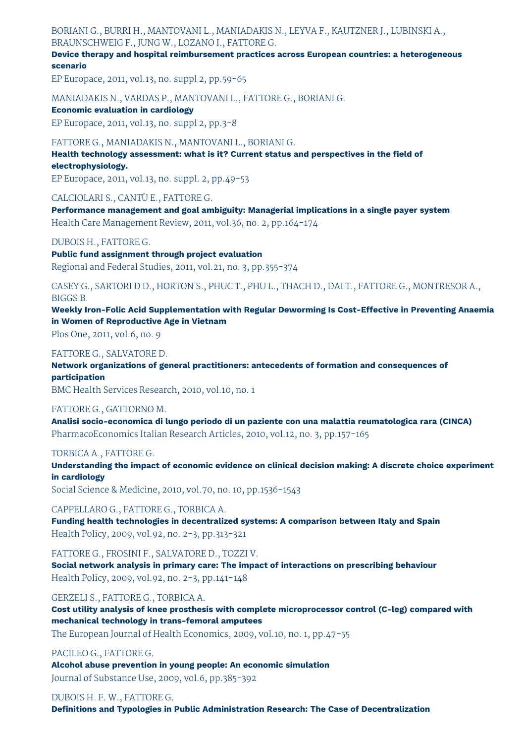BORIANI G., BURRI H., MANTOVANI L., MANIADAKIS N., LEYVA F., KAUTZNER J., LUBINSKI A., BRAUNSCHWEIG F., JUNG W., LOZANO I., FATTORE G.
**Device therapy and hospital reimbursement practices across European countries: a heterogeneous scenario**
EP Europace, 2011, vol.13, no. suppl 2, pp.59-65

MANIADAKIS N., VARDAS P., MANTOVANI L., FATTORE G., BORIANI G.
**Economic evaluation in cardiology**
EP Europace, 2011, vol.13, no. suppl 2, pp.3-8

FATTORE G., MANIADAKIS N., MANTOVANI L., BORIANI G.
**Health technology assessment: what is it? Current status and perspectives in the field of electrophysiology.**
EP Europace, 2011, vol.13, no. suppl. 2, pp.49-53

CALCIOLARI S., CANTÙ E., FATTORE G.
**Performance management and goal ambiguity: Managerial implications in a single payer system**
Health Care Management Review, 2011, vol.36, no. 2, pp.164-174

DUBOIS H., FATTORE G.
**Public fund assignment through project evaluation**
Regional and Federal Studies, 2011, vol.21, no. 3, pp.355-374

CASEY G., SARTORI D D., HORTON S., PHUC T., PHU L., THACH D., DAI T., FATTORE G., MONTRESOR A., BIGGS B.
**Weekly Iron-Folic Acid Supplementation with Regular Deworming Is Cost-Effective in Preventing Anaemia in Women of Reproductive Age in Vietnam**
Plos One, 2011, vol.6, no. 9

FATTORE G., SALVATORE D.
**Network organizations of general practitioners: antecedents of formation and consequences of participation**
BMC Health Services Research, 2010, vol.10, no. 1

FATTORE G., GATTORNO M.
**Analisi socio-economica di lungo periodo di un paziente con una malattia reumatologica rara (CINCA)**
PharmacoEconomics Italian Research Articles, 2010, vol.12, no. 3, pp.157-165

TORBICA A., FATTORE G.
**Understanding the impact of economic evidence on clinical decision making: A discrete choice experiment in cardiology**
Social Science & Medicine, 2010, vol.70, no. 10, pp.1536-1543

CAPPELLARO G., FATTORE G., TORBICA A.
**Funding health technologies in decentralized systems: A comparison between Italy and Spain**
Health Policy, 2009, vol.92, no. 2-3, pp.313-321

FATTORE G., FROSINI F., SALVATORE D., TOZZI V.
**Social network analysis in primary care: The impact of interactions on prescribing behaviour**
Health Policy, 2009, vol.92, no. 2-3, pp.141-148

GERZELI S., FATTORE G., TORBICA A.
**Cost utility analysis of knee prosthesis with complete microprocessor control (C-leg) compared with mechanical technology in trans-femoral amputees**
The European Journal of Health Economics, 2009, vol.10, no. 1, pp.47-55

PACILEO G., FATTORE G.
**Alcohol abuse prevention in young people: An economic simulation**
Journal of Substance Use, 2009, vol.6, pp.385-392

DUBOIS H. F. W., FATTORE G.
**Definitions and Typologies in Public Administration Research: The Case of Decentralization**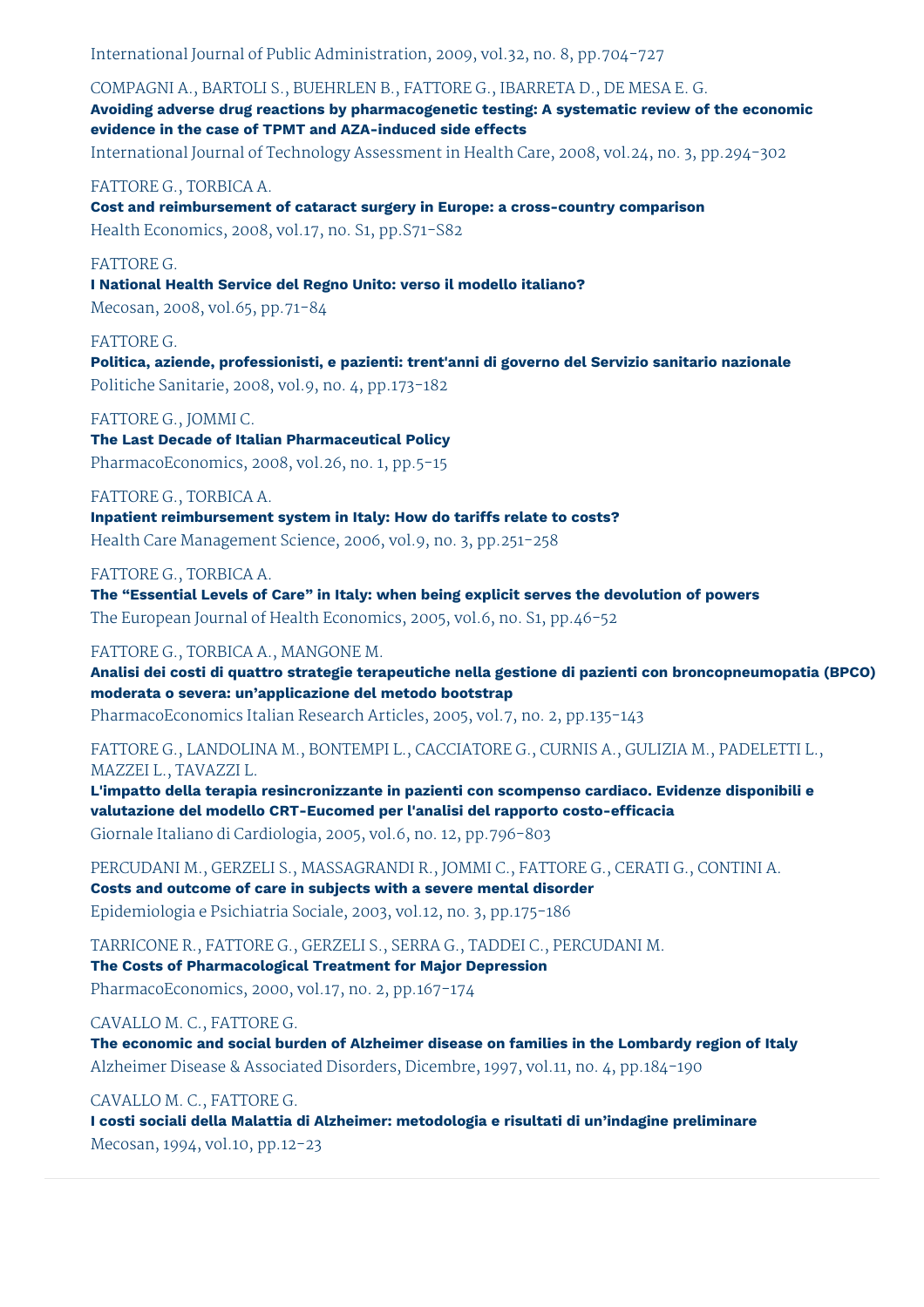International Journal of Public Administration, 2009, vol.32, no. 8, pp.704-727

COMPAGNI A., BARTOLI S., BUEHRLEN B., FATTORE G., IBARRETA D., DE MESA E. G.
**Avoiding adverse drug reactions by pharmacogenetic testing: A systematic review of the economic evidence in the case of TPMT and AZA-induced side effects**
International Journal of Technology Assessment in Health Care, 2008, vol.24, no. 3, pp.294-302

FATTORE G., TORBICA A.
**Cost and reimbursement of cataract surgery in Europe: a cross-country comparison**
Health Economics, 2008, vol.17, no. S1, pp.S71-S82

FATTORE G.
**I National Health Service del Regno Unito: verso il modello italiano?**
Mecosan, 2008, vol.65, pp.71-84

FATTORE G.
**Politica, aziende, professionisti, e pazienti: trent'anni di governo del Servizio sanitario nazionale**
Politiche Sanitarie, 2008, vol.9, no. 4, pp.173-182

FATTORE G., JOMMI C.
**The Last Decade of Italian Pharmaceutical Policy**
PharmacoEconomics, 2008, vol.26, no. 1, pp.5-15

FATTORE G., TORBICA A.
**Inpatient reimbursement system in Italy: How do tariffs relate to costs?**
Health Care Management Science, 2006, vol.9, no. 3, pp.251-258

FATTORE G., TORBICA A.
**The “Essential Levels of Care” in Italy: when being explicit serves the devolution of powers**
The European Journal of Health Economics, 2005, vol.6, no. S1, pp.46-52

FATTORE G., TORBICA A., MANGONE M.
**Analisi dei costi di quattro strategie terapeutiche nella gestione di pazienti con broncopneumopatia (BPCO) moderata o severa: un’applicazione del metodo bootstrap**
PharmacoEconomics Italian Research Articles, 2005, vol.7, no. 2, pp.135-143

FATTORE G., LANDOLINA M., BONTEMPI L., CACCIATORE G., CURNIS A., GULIZIA M., PADELETTI L., MAZZEI L., TAVAZZI L.
**L'impatto della terapia resincronizzante in pazienti con scompenso cardiaco. Evidenze disponibili e valutazione del modello CRT-Eucomed per l'analisi del rapporto costo-efficacia**
Giornale Italiano di Cardiologia, 2005, vol.6, no. 12, pp.796-803

PERCUDANI M., GERZELI S., MASSAGRANDI R., JOMMI C., FATTORE G., CERATI G., CONTINI A.
**Costs and outcome of care in subjects with a severe mental disorder**
Epidemiologia e Psichiatria Sociale, 2003, vol.12, no. 3, pp.175-186

TARRICONE R., FATTORE G., GERZELI S., SERRA G., TADDEI C., PERCUDANI M.
**The Costs of Pharmacological Treatment for Major Depression**
PharmacoEconomics, 2000, vol.17, no. 2, pp.167-174

CAVALLO M. C., FATTORE G.
**The economic and social burden of Alzheimer disease on families in the Lombardy region of Italy**
Alzheimer Disease & Associated Disorders, Dicembre, 1997, vol.11, no. 4, pp.184-190

CAVALLO M. C., FATTORE G.
**I costi sociali della Malattia di Alzheimer: metodologia e risultati di un’indagine preliminare**
Mecosan, 1994, vol.10, pp.12-23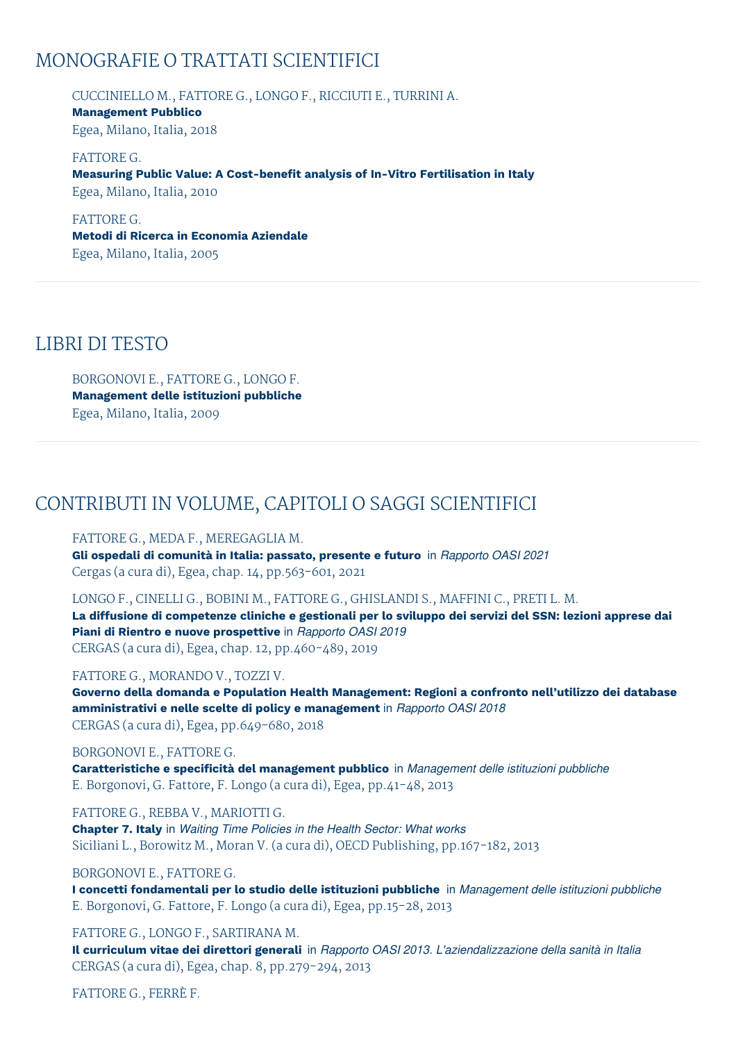## MONOGRAFIE O TRATTATI SCIENTIFICI

CUCCINIELLO M., FATTORE G., LONGO F., RICCIUTI E., TURRINI A.
**Management Pubblico**
Egea, Milano, Italia, 2018

FATTORE G.
**Measuring Public Value: A Cost-benefit analysis of In-Vitro Fertilisation in Italy**
Egea, Milano, Italia, 2010

FATTORE G.
**Metodi di Ricerca in Economia Aziendale**
Egea, Milano, Italia, 2005

## LIBRI DI TESTO

BORGONOVI E., FATTORE G., LONGO F.
**Management delle istituzioni pubbliche**
Egea, Milano, Italia, 2009

## CONTRIBUTI IN VOLUME, CAPITOLI O SAGGI SCIENTIFICI

FATTORE G., MEDA F., MEREGAGLIA M.
**Gli ospedali di comunità in Italia: passato, presente e futuro** in *Rapporto OASI 2021*
Cergas (a cura di), Egea, chap. 14, pp.563-601, 2021

LONGO F., CINELLI G., BOBINI M., FATTORE G., GHISLANDI S., MAFFINI C., PRETI L. M.
**La diffusione di competenze cliniche e gestionali per lo sviluppo dei servizi del SSN: lezioni apprese dai Piani di Rientro e nuove prospettive** in *Rapporto OASI 2019*
CERGAS (a cura di), Egea, chap. 12, pp.460-489, 2019

FATTORE G., MORANDO V., TOZZI V.
**Governo della domanda e Population Health Management: Regioni a confronto nell'utilizzo dei database amministrativi e nelle scelte di policy e management** in *Rapporto OASI 2018*
CERGAS (a cura di), Egea, pp.649-680, 2018

BORGONOVI E., FATTORE G.
**Caratteristiche e specificità del management pubblico** in *Management delle istituzioni pubbliche*
E. Borgonovi, G. Fattore, F. Longo (a cura di), Egea, pp.41-48, 2013

FATTORE G., REBBA V., MARIOTTI G.
**Chapter 7. Italy** in *Waiting Time Policies in the Health Sector: What works*
Siciliani L., Borowitz M., Moran V. (a cura di), OECD Publishing, pp.167-182, 2013

BORGONOVI E., FATTORE G.
**I concetti fondamentali per lo studio delle istituzioni pubbliche** in *Management delle istituzioni pubbliche*
E. Borgonovi, G. Fattore, F. Longo (a cura di), Egea, pp.15-28, 2013

FATTORE G., LONGO F., SARTIRANA M.
**Il curriculum vitae dei direttori generali** in *Rapporto OASI 2013. L'aziendalizzazione della sanità in Italia*
CERGAS (a cura di), Egea, chap. 8, pp.279-294, 2013

FATTORE G., FERRÈ F.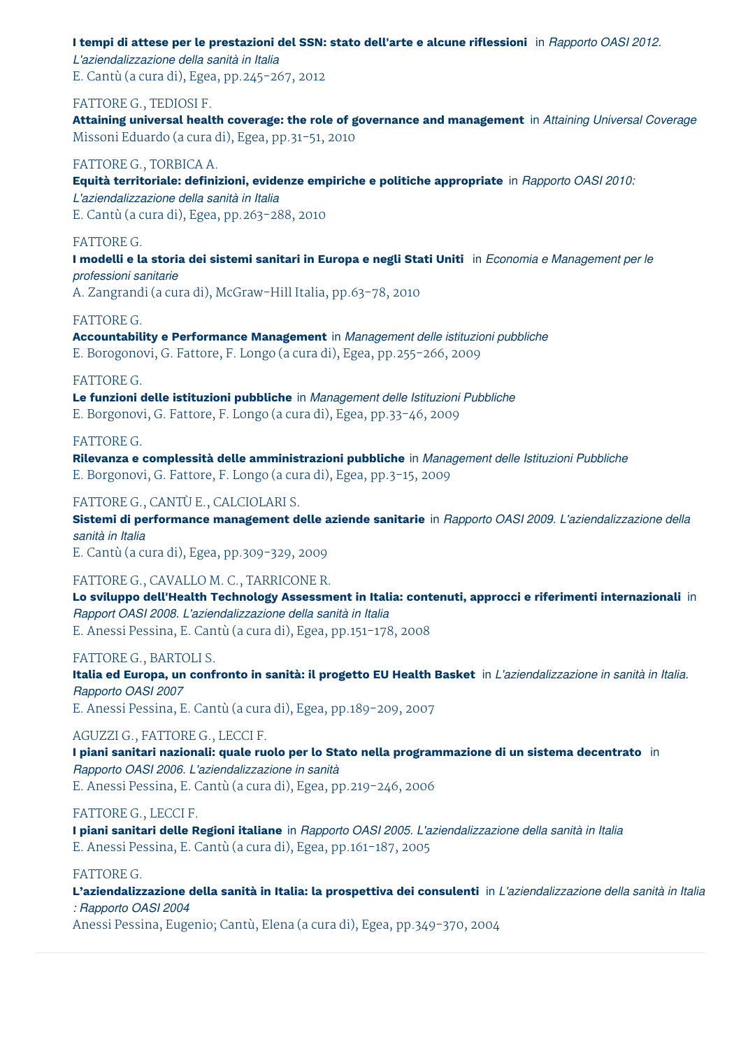**I tempi di attese per le prestazioni del SSN: stato dell'arte e alcune riflessioni** in *Rapporto OASI 2012. L'aziendalizzazione della sanità in Italia*
E. Cantù (a cura di), Egea, pp.245-267, 2012

FATTORE G., TEDIOSI F.
**Attaining universal health coverage: the role of governance and management** in *Attaining Universal Coverage*
Missoni Eduardo (a cura di), Egea, pp.31-51, 2010

FATTORE G., TORBICA A.
**Equità territoriale: definizioni, evidenze empiriche e politiche appropriate** in *Rapporto OASI 2010: L'aziendalizzazione della sanità in Italia*
E. Cantù (a cura di), Egea, pp.263-288, 2010

FATTORE G.
**I modelli e la storia dei sistemi sanitari in Europa e negli Stati Uniti** in *Economia e Management per le professioni sanitarie*
A. Zangrandi (a cura di), McGraw-Hill Italia, pp.63-78, 2010

FATTORE G.
**Accountability e Performance Management** in *Management delle istituzioni pubbliche*
E. Borogonovi, G. Fattore, F. Longo (a cura di), Egea, pp.255-266, 2009

FATTORE G.
**Le funzioni delle istituzioni pubbliche** in *Management delle Istituzioni Pubbliche*
E. Borgonovi, G. Fattore, F. Longo (a cura di), Egea, pp.33-46, 2009

FATTORE G.
**Rilevanza e complessità delle amministrazioni pubbliche** in *Management delle Istituzioni Pubbliche*
E. Borgonovi, G. Fattore, F. Longo (a cura di), Egea, pp.3-15, 2009

FATTORE G., CANTÙ E., CALCIOLARI S.
**Sistemi di performance management delle aziende sanitarie** in *Rapporto OASI 2009. L'aziendalizzazione della sanità in Italia*
E. Cantù (a cura di), Egea, pp.309-329, 2009

FATTORE G., CAVALLO M. C., TARRICONE R.
**Lo sviluppo dell'Health Technology Assessment in Italia: contenuti, approcci e riferimenti internazionali** in *Rapport OASI 2008. L'aziendalizzazione della sanità in Italia*
E. Anessi Pessina, E. Cantù (a cura di), Egea, pp.151-178, 2008

FATTORE G., BARTOLI S.
**Italia ed Europa, un confronto in sanità: il progetto EU Health Basket** in *L'aziendalizzazione in sanità in Italia. Rapporto OASI 2007*
E. Anessi Pessina, E. Cantù (a cura di), Egea, pp.189-209, 2007

AGUZZI G., FATTORE G., LECCI F.
**I piani sanitari nazionali: quale ruolo per lo Stato nella programmazione di un sistema decentrato** in *Rapporto OASI 2006. L'aziendalizzazione in sanità*
E. Anessi Pessina, E. Cantù (a cura di), Egea, pp.219-246, 2006

FATTORE G., LECCI F.
**I piani sanitari delle Regioni italiane** in *Rapporto OASI 2005. L'aziendalizzazione della sanità in Italia*
E. Anessi Pessina, E. Cantù (a cura di), Egea, pp.161-187, 2005

FATTORE G.
**L'aziendalizzazione della sanità in Italia: la prospettiva dei consulenti** in *L'aziendalizzazione della sanità in Italia : Rapporto OASI 2004*
Anessi Pessina, Eugenio; Cantù, Elena (a cura di), Egea, pp.349-370, 2004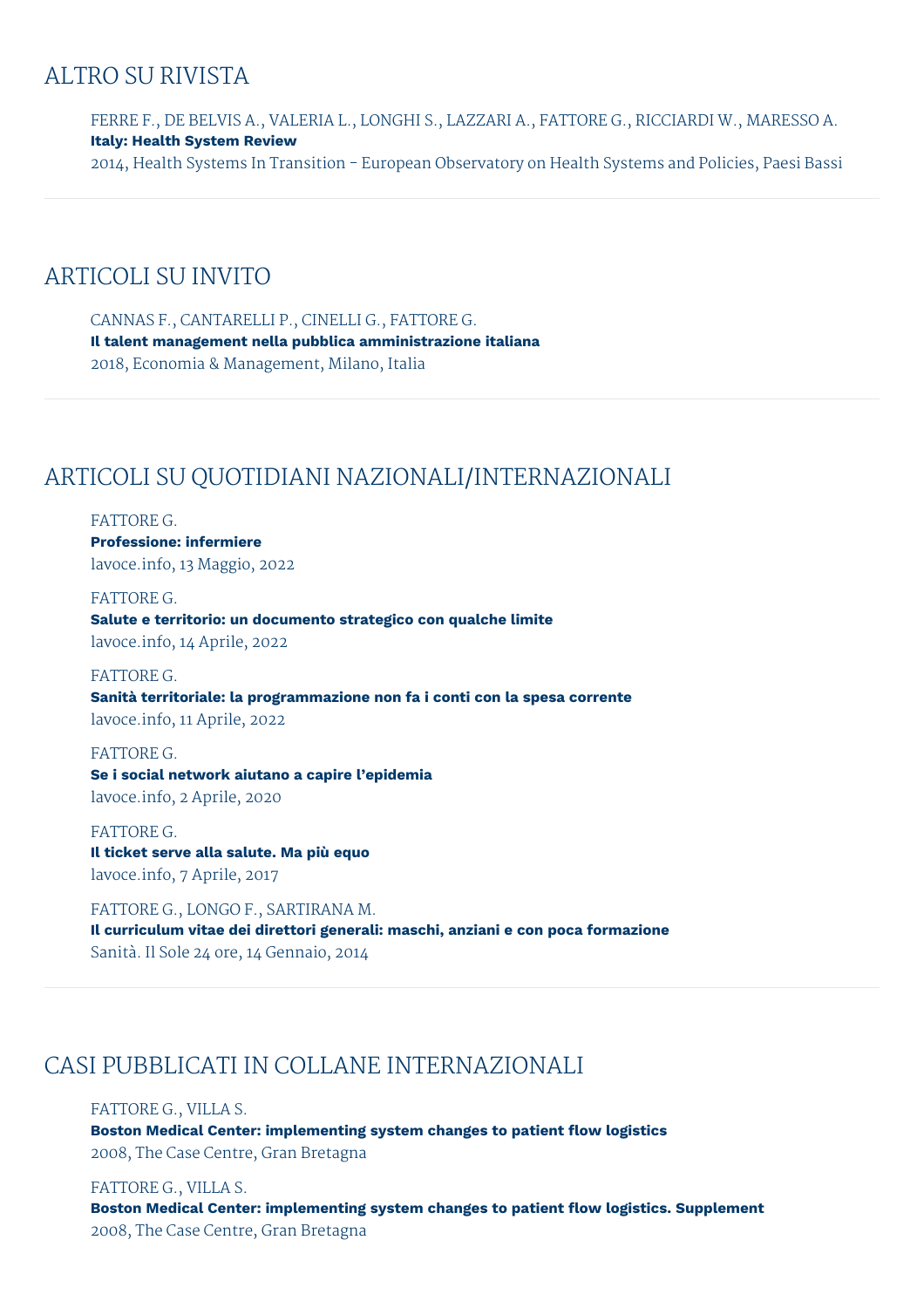## ALTRO SU RIVISTA

FERRE F., DE BELVIS A., VALERIA L., LONGHI S., LAZZARI A., FATTORE G., RICCIARDI W., MARESSO A.
**Italy: Health System Review**
2014, Health Systems In Transition - European Observatory on Health Systems and Policies, Paesi Bassi

## ARTICOLI SU INVITO

CANNAS F., CANTARELLI P., CINELLI G., FATTORE G.
**Il talent management nella pubblica amministrazione italiana**
2018, Economia & Management, Milano, Italia

## ARTICOLI SU QUOTIDIANI NAZIONALI/INTERNAZIONALI

FATTORE G.
**Professione: infermiere**
lavoce.info, 13 Maggio, 2022

FATTORE G.
**Salute e territorio: un documento strategico con qualche limite**
lavoce.info, 14 Aprile, 2022

FATTORE G.
**Sanità territoriale: la programmazione non fa i conti con la spesa corrente**
lavoce.info, 11 Aprile, 2022

FATTORE G.
**Se i social network aiutano a capire l'epidemia**
lavoce.info, 2 Aprile, 2020

FATTORE G.
**Il ticket serve alla salute. Ma più equo**
lavoce.info, 7 Aprile, 2017

FATTORE G., LONGO F., SARTIRANA M.
**Il curriculum vitae dei direttori generali: maschi, anziani e con poca formazione**
Sanità. Il Sole 24 ore, 14 Gennaio, 2014

## CASI PUBBLICATI IN COLLANE INTERNAZIONALI

FATTORE G., VILLA S.
**Boston Medical Center: implementing system changes to patient flow logistics**
2008, The Case Centre, Gran Bretagna

FATTORE G., VILLA S.
**Boston Medical Center: implementing system changes to patient flow logistics. Supplement**
2008, The Case Centre, Gran Bretagna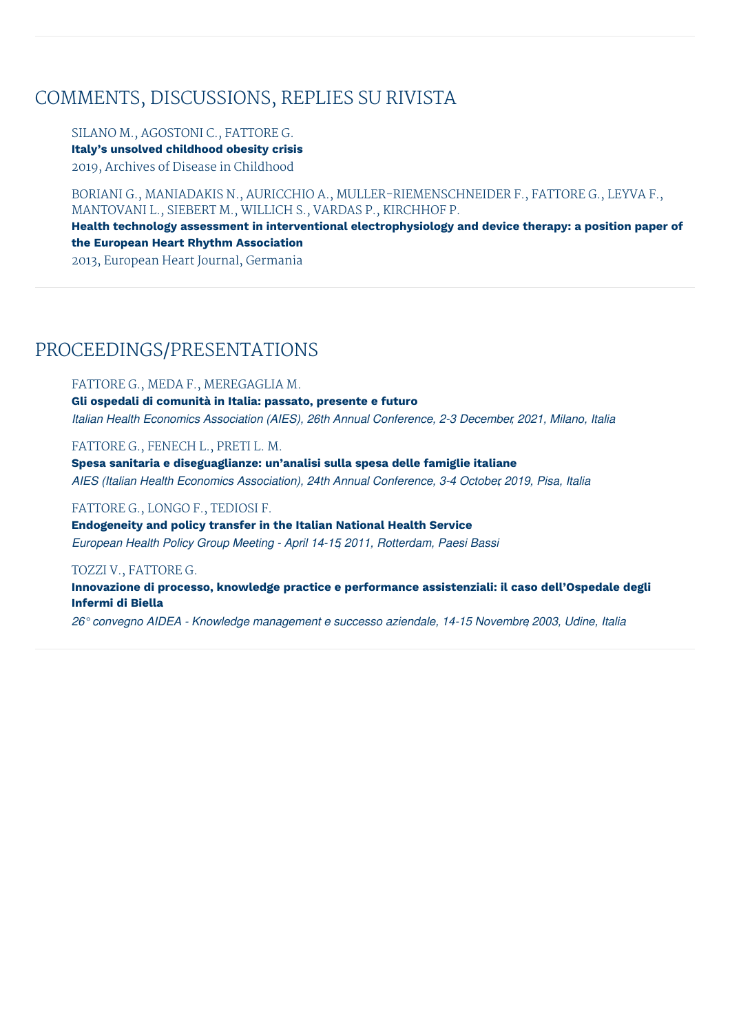## COMMENTS, DISCUSSIONS, REPLIES SU RIVISTA

SILANO M., AGOSTONI C., FATTORE G.
**Italy's unsolved childhood obesity crisis**
2019, Archives of Disease in Childhood

BORIANI G., MANIADAKIS N., AURICCHIO A., MULLER-RIEMENSCHNEIDER F., FATTORE G., LEYVA F., MANTOVANI L., SIEBERT M., WILLICH S., VARDAS P., KIRCHHOF P.
**Health technology assessment in interventional electrophysiology and device therapy: a position paper of the European Heart Rhythm Association**
2013, European Heart Journal, Germania

## PROCEEDINGS/PRESENTATIONS

FATTORE G., MEDA F., MEREGAGLIA M.
**Gli ospedali di comunità in Italia: passato, presente e futuro**
*Italian Health Economics Association (AIES), 26th Annual Conference, 2-3 December, 2021, Milano, Italia*

FATTORE G., FENECH L., PRETI L. M.
**Spesa sanitaria e diseguaglianze: un'analisi sulla spesa delle famiglie italiane**
*AIES (Italian Health Economics Association), 24th Annual Conference, 3-4 October, 2019, Pisa, Italia*

FATTORE G., LONGO F., TEDIOSI F.
**Endogeneity and policy transfer in the Italian National Health Service**
*European Health Policy Group Meeting - April 14-15, 2011, Rotterdam, Paesi Bassi*

TOZZI V., FATTORE G.
**Innovazione di processo, knowledge practice e performance assistenziali: il caso dell'Ospedale degli Infermi di Biella**
*26° convegno AIDEA - Knowledge management e successo aziendale, 14-15 Novembre, 2003, Udine, Italia*